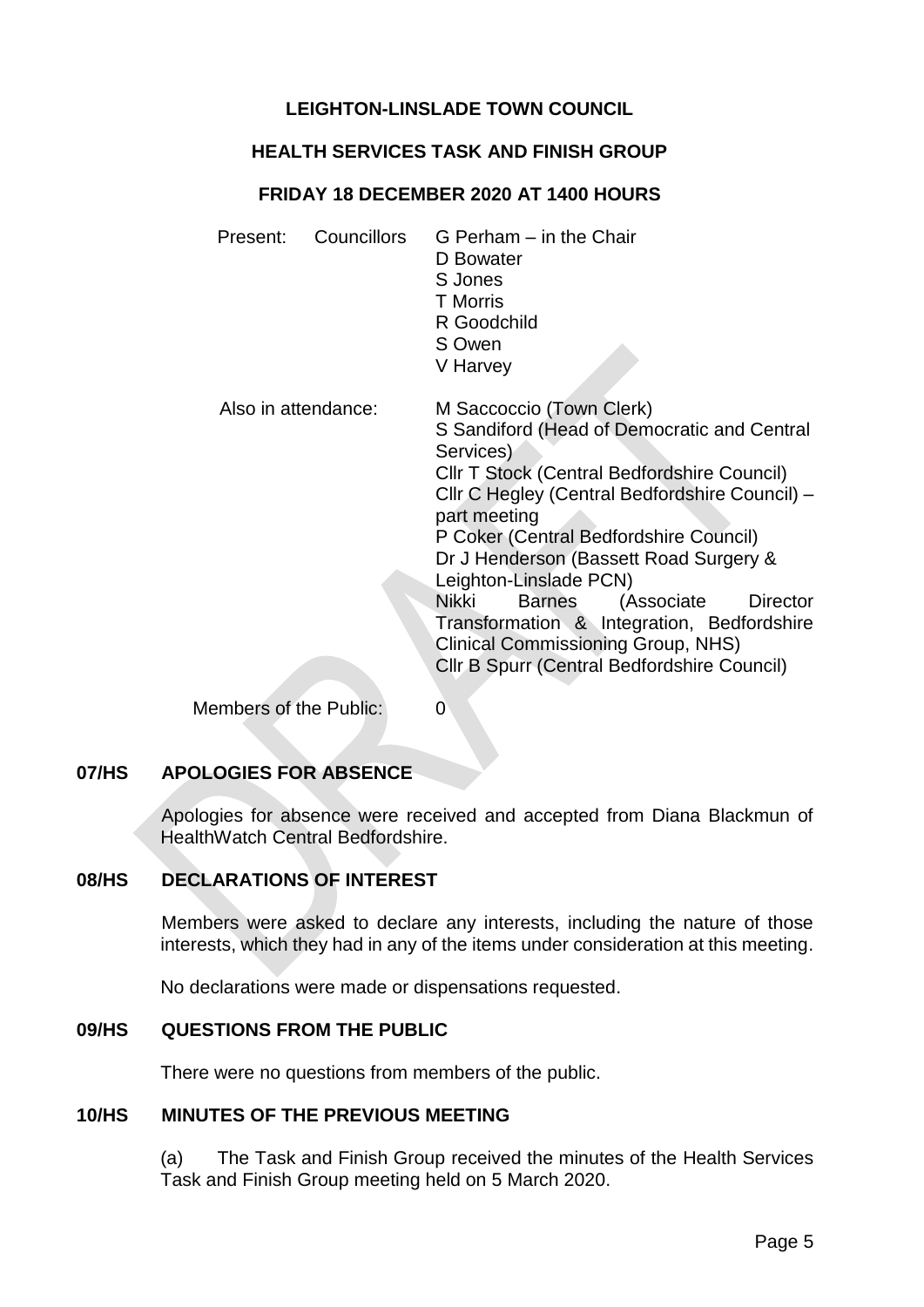# LEIGHTON-LINSLADE TOWN COUNCIL

## HEALTH SERVICES TASK AND FINISH GROUP

## FRIDAY 18 DECEMBER 2020 AT 1400 HOURS

| | | |
|---|---|---|
| Present: | Councillors | G Perham – in the Chair<br>D Bowater<br>S Jones<br>T Morris<br>R Goodchild<br>S Owen<br>V Harvey |
| Also in attendance: | | M Saccoccio (Town Clerk)<br>S Sandiford (Head of Democratic and Central Services)<br>Cllr T Stock (Central Bedfordshire Council)<br>Cllr C Hegley (Central Bedfordshire Council) – part meeting<br>P Coker (Central Bedfordshire Council)<br>Dr J Henderson (Bassett Road Surgery & Leighton-Linslade PCN)<br>Nikki Barnes (Associate Director Transformation & Integration, Bedfordshire Clinical Commissioning Group, NHS)<br>Cllr B Spurr (Central Bedfordshire Council) |
| Members of the Public: | | 0 |

### 07/HS APOLOGIES FOR ABSENCE

Apologies for absence were received and accepted from Diana Blackmun of HealthWatch Central Bedfordshire.

### 08/HS DECLARATIONS OF INTEREST

Members were asked to declare any interests, including the nature of those interests, which they had in any of the items under consideration at this meeting.

No declarations were made or dispensations requested.

### 09/HS QUESTIONS FROM THE PUBLIC

There were no questions from members of the public.

### 10/HS MINUTES OF THE PREVIOUS MEETING

(a) The Task and Finish Group received the minutes of the Health Services Task and Finish Group meeting held on 5 March 2020.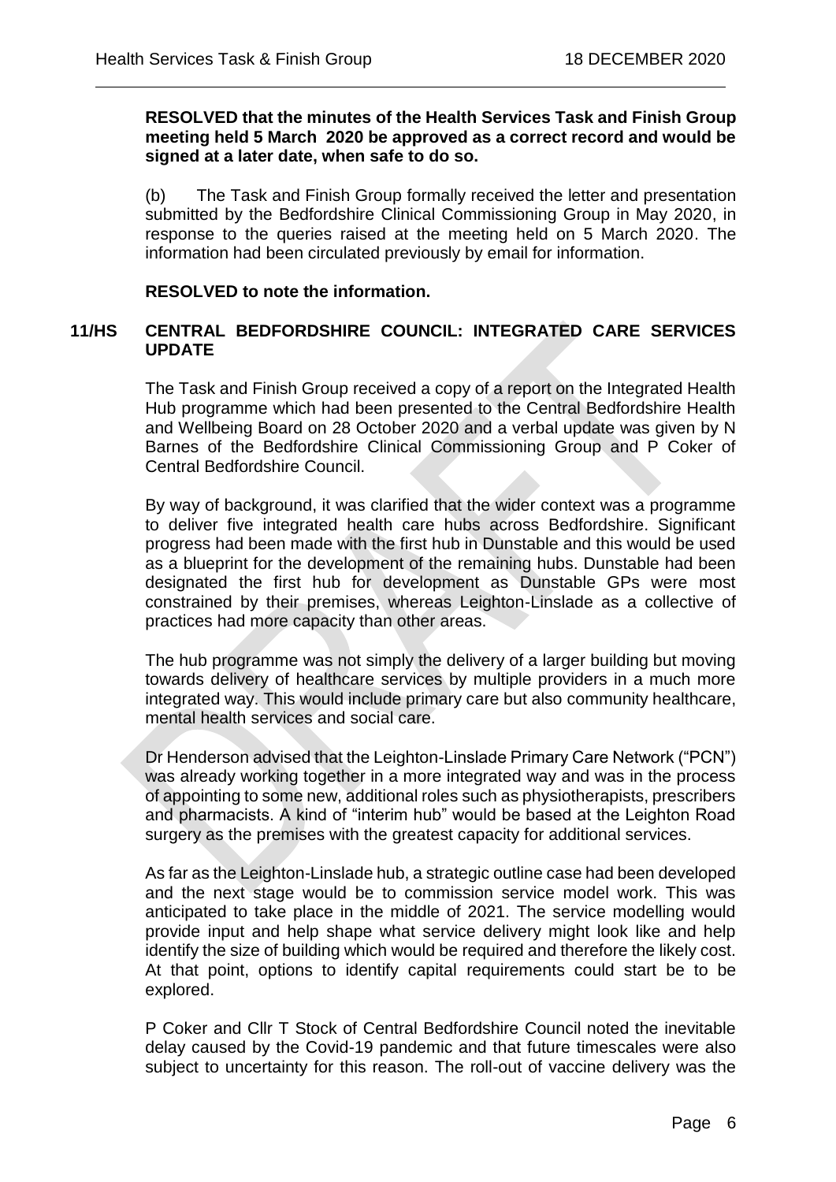**RESOLVED that the minutes of the Health Services Task and Finish Group meeting held 5 March 2020 be approved as a correct record and would be signed at a later date, when safe to do so.**

(b) The Task and Finish Group formally received the letter and presentation submitted by the Bedfordshire Clinical Commissioning Group in May 2020, in response to the queries raised at the meeting held on 5 March 2020. The information had been circulated previously by email for information.

**RESOLVED to note the information.**

## 11/HS CENTRAL BEDFORDSHIRE COUNCIL: INTEGRATED CARE SERVICES UPDATE

The Task and Finish Group received a copy of a report on the Integrated Health Hub programme which had been presented to the Central Bedfordshire Health and Wellbeing Board on 28 October 2020 and a verbal update was given by N Barnes of the Bedfordshire Clinical Commissioning Group and P Coker of Central Bedfordshire Council.

By way of background, it was clarified that the wider context was a programme to deliver five integrated health care hubs across Bedfordshire. Significant progress had been made with the first hub in Dunstable and this would be used as a blueprint for the development of the remaining hubs. Dunstable had been designated the first hub for development as Dunstable GPs were most constrained by their premises, whereas Leighton-Linslade as a collective of practices had more capacity than other areas.

The hub programme was not simply the delivery of a larger building but moving towards delivery of healthcare services by multiple providers in a much more integrated way. This would include primary care but also community healthcare, mental health services and social care.

Dr Henderson advised that the Leighton-Linslade Primary Care Network ("PCN") was already working together in a more integrated way and was in the process of appointing to some new, additional roles such as physiotherapists, prescribers and pharmacists. A kind of "interim hub" would be based at the Leighton Road surgery as the premises with the greatest capacity for additional services.

As far as the Leighton-Linslade hub, a strategic outline case had been developed and the next stage would be to commission service model work. This was anticipated to take place in the middle of 2021. The service modelling would provide input and help shape what service delivery might look like and help identify the size of building which would be required and therefore the likely cost. At that point, options to identify capital requirements could start be to be explored.

P Coker and Cllr T Stock of Central Bedfordshire Council noted the inevitable delay caused by the Covid-19 pandemic and that future timescales were also subject to uncertainty for this reason. The roll-out of vaccine delivery was the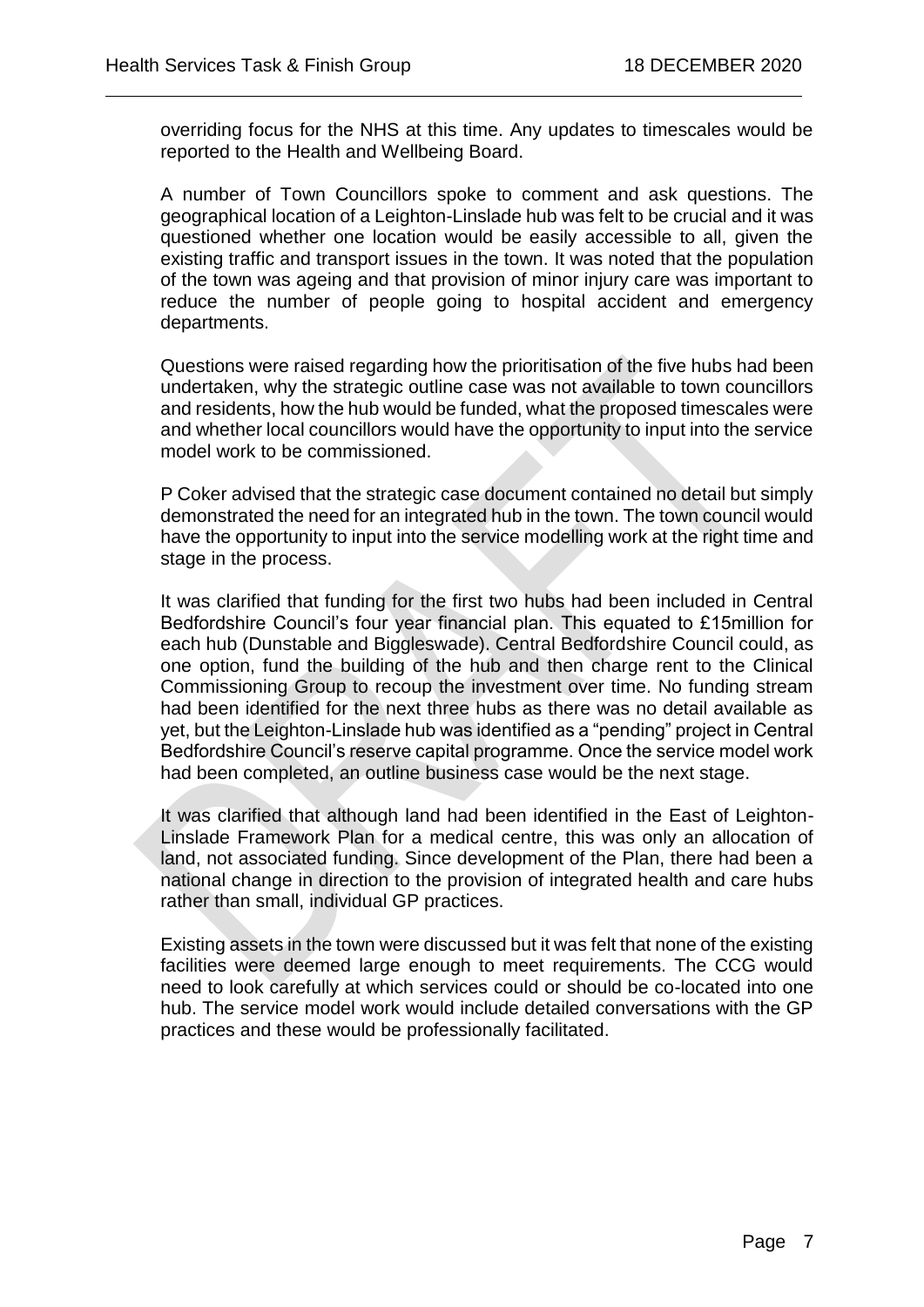overriding focus for the NHS at this time. Any updates to timescales would be reported to the Health and Wellbeing Board.

A number of Town Councillors spoke to comment and ask questions. The geographical location of a Leighton-Linslade hub was felt to be crucial and it was questioned whether one location would be easily accessible to all, given the existing traffic and transport issues in the town. It was noted that the population of the town was ageing and that provision of minor injury care was important to reduce the number of people going to hospital accident and emergency departments.

Questions were raised regarding how the prioritisation of the five hubs had been undertaken, why the strategic outline case was not available to town councillors and residents, how the hub would be funded, what the proposed timescales were and whether local councillors would have the opportunity to input into the service model work to be commissioned.

P Coker advised that the strategic case document contained no detail but simply demonstrated the need for an integrated hub in the town. The town council would have the opportunity to input into the service modelling work at the right time and stage in the process.

It was clarified that funding for the first two hubs had been included in Central Bedfordshire Council's four year financial plan. This equated to £15million for each hub (Dunstable and Biggleswade). Central Bedfordshire Council could, as one option, fund the building of the hub and then charge rent to the Clinical Commissioning Group to recoup the investment over time. No funding stream had been identified for the next three hubs as there was no detail available as yet, but the Leighton-Linslade hub was identified as a "pending" project in Central Bedfordshire Council's reserve capital programme. Once the service model work had been completed, an outline business case would be the next stage.

It was clarified that although land had been identified in the East of Leighton-Linslade Framework Plan for a medical centre, this was only an allocation of land, not associated funding. Since development of the Plan, there had been a national change in direction to the provision of integrated health and care hubs rather than small, individual GP practices.

Existing assets in the town were discussed but it was felt that none of the existing facilities were deemed large enough to meet requirements. The CCG would need to look carefully at which services could or should be co-located into one hub. The service model work would include detailed conversations with the GP practices and these would be professionally facilitated.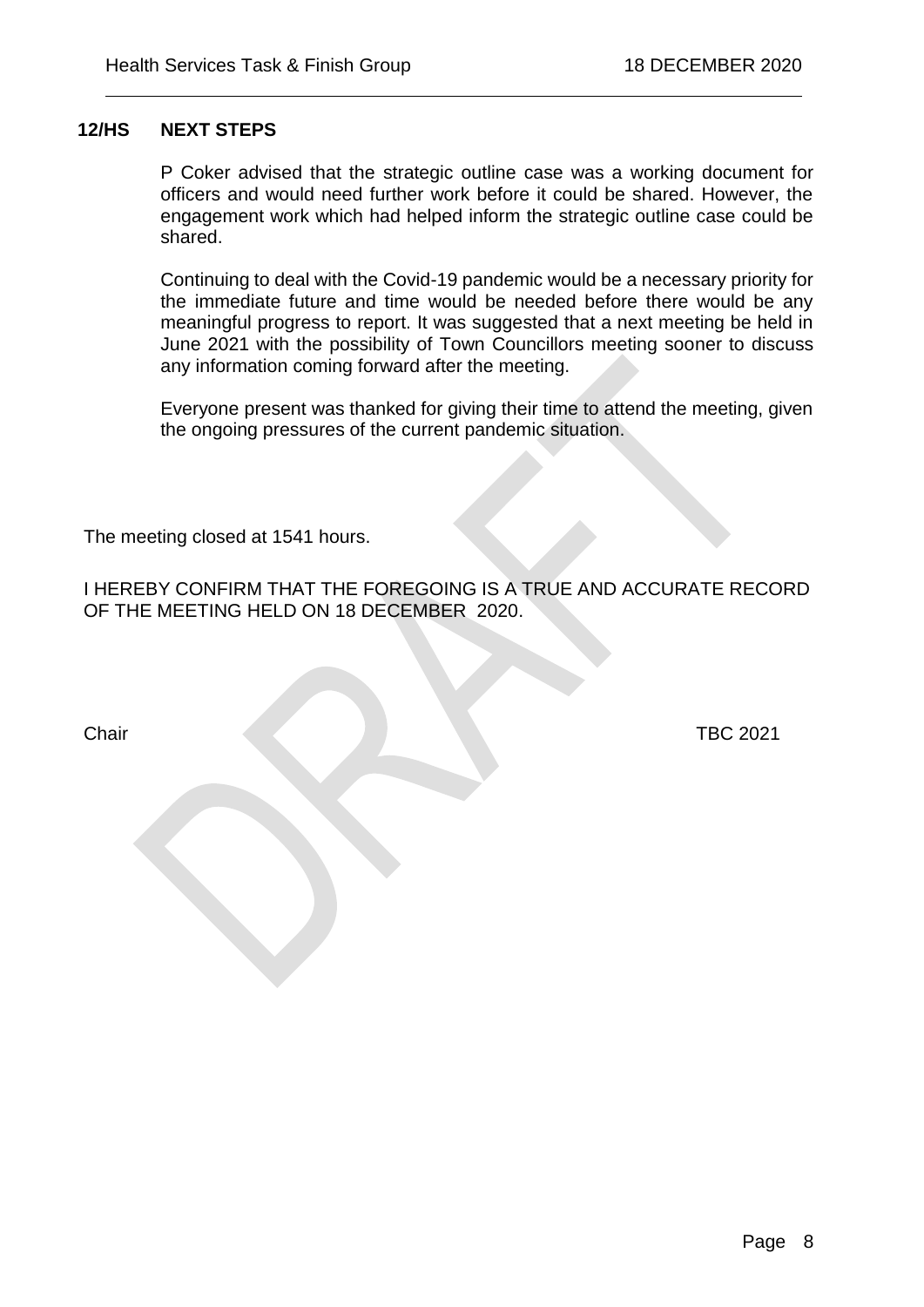## 12/HS NEXT STEPS

P Coker advised that the strategic outline case was a working document for officers and would need further work before it could be shared. However, the engagement work which had helped inform the strategic outline case could be shared.

Continuing to deal with the Covid-19 pandemic would be a necessary priority for the immediate future and time would be needed before there would be any meaningful progress to report. It was suggested that a next meeting be held in June 2021 with the possibility of Town Councillors meeting sooner to discuss any information coming forward after the meeting.

Everyone present was thanked for giving their time to attend the meeting, given the ongoing pressures of the current pandemic situation.

The meeting closed at 1541 hours.

I HEREBY CONFIRM THAT THE FOREGOING IS A TRUE AND ACCURATE RECORD OF THE MEETING HELD ON 18 DECEMBER 2020.

Chair TBC 2021